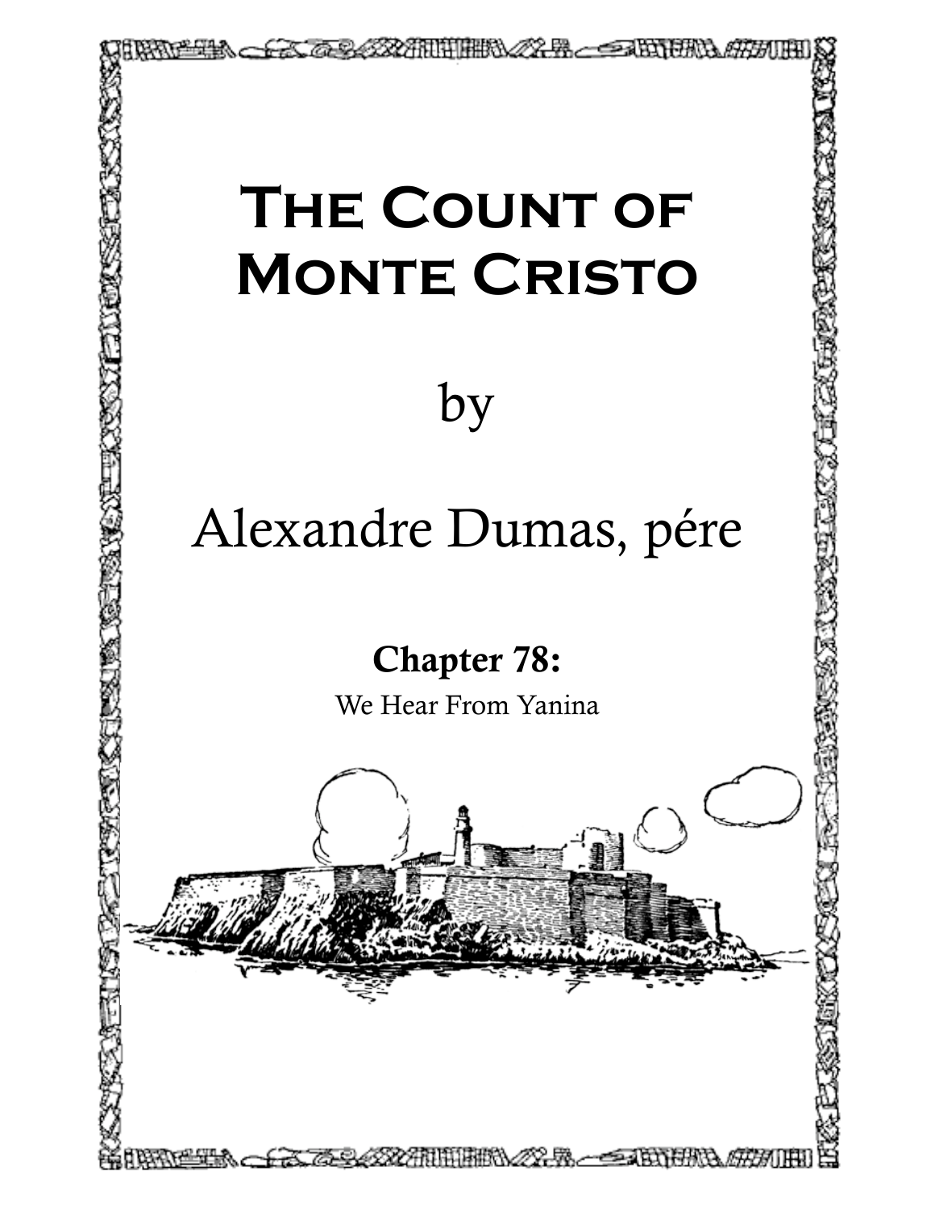# The Count of Monte Cristo

by

Alexandre Dumas, pére

## Chapter 78:

We Hear From Yanina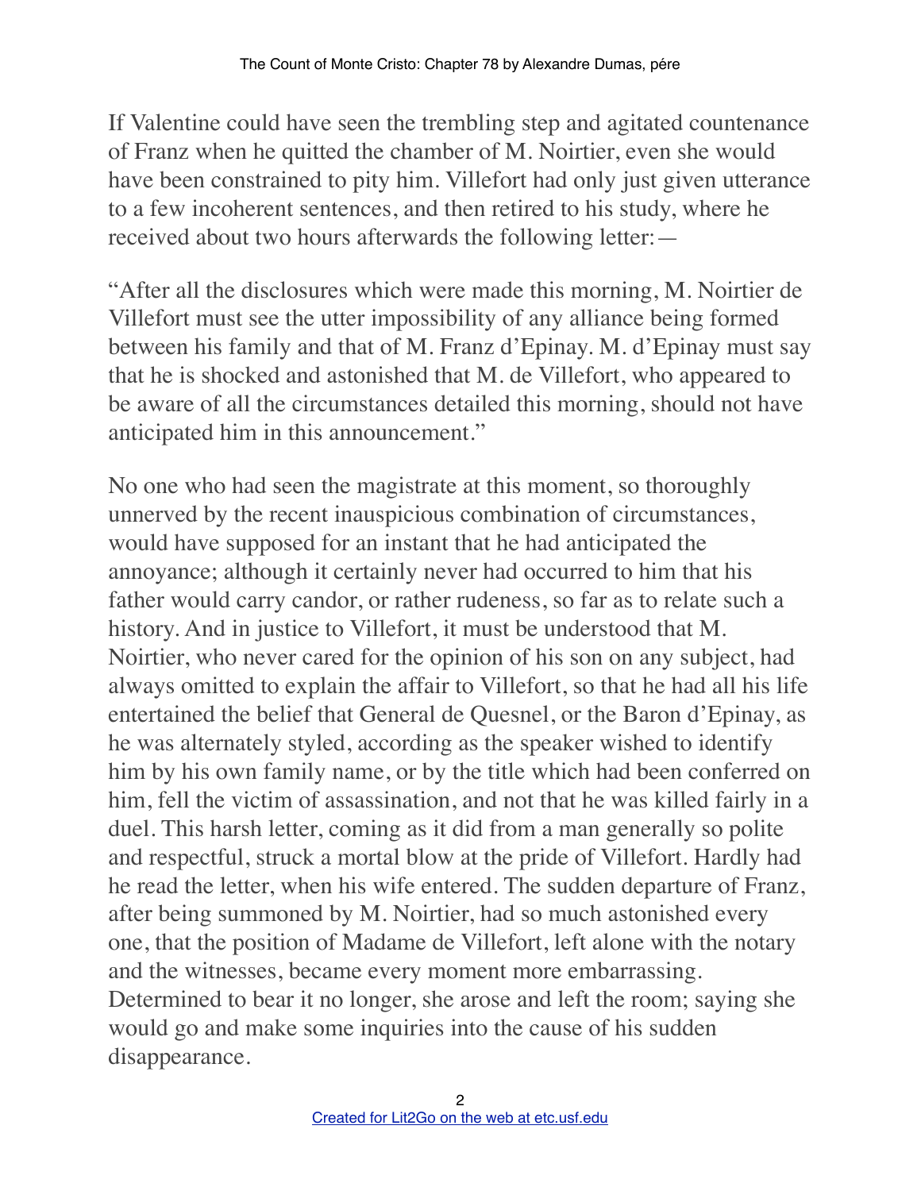If Valentine could have seen the trembling step and agitated countenance of Franz when he quitted the chamber of M. Noirtier, even she would have been constrained to pity him. Villefort had only just given utterance to a few incoherent sentences, and then retired to his study, where he received about two hours afterwards the following letter:—

“After all the disclosures which were made this morning, M. Noirtier de Villefort must see the utter impossibility of any alliance being formed between his family and that of M. Franz d’Epinay. M. d’Epinay must say that he is shocked and astonished that M. de Villefort, who appeared to be aware of all the circumstances detailed this morning, should not have anticipated him in this announcement.”

No one who had seen the magistrate at this moment, so thoroughly unnerved by the recent inauspicious combination of circumstances, would have supposed for an instant that he had anticipated the annoyance; although it certainly never had occurred to him that his father would carry candor, or rather rudeness, so far as to relate such a history. And in justice to Villefort, it must be understood that M. Noirtier, who never cared for the opinion of his son on any subject, had always omitted to explain the affair to Villefort, so that he had all his life entertained the belief that General de Quesnel, or the Baron d’Epinay, as he was alternately styled, according as the speaker wished to identify him by his own family name, or by the title which had been conferred on him, fell the victim of assassination, and not that he was killed fairly in a duel. This harsh letter, coming as it did from a man generally so polite and respectful, struck a mortal blow at the pride of Villefort. Hardly had he read the letter, when his wife entered. The sudden departure of Franz, after being summoned by M. Noirtier, had so much astonished every one, that the position of Madame de Villefort, left alone with the notary and the witnesses, became every moment more embarrassing. Determined to bear it no longer, she arose and left the room; saying she would go and make some inquiries into the cause of his sudden disappearance.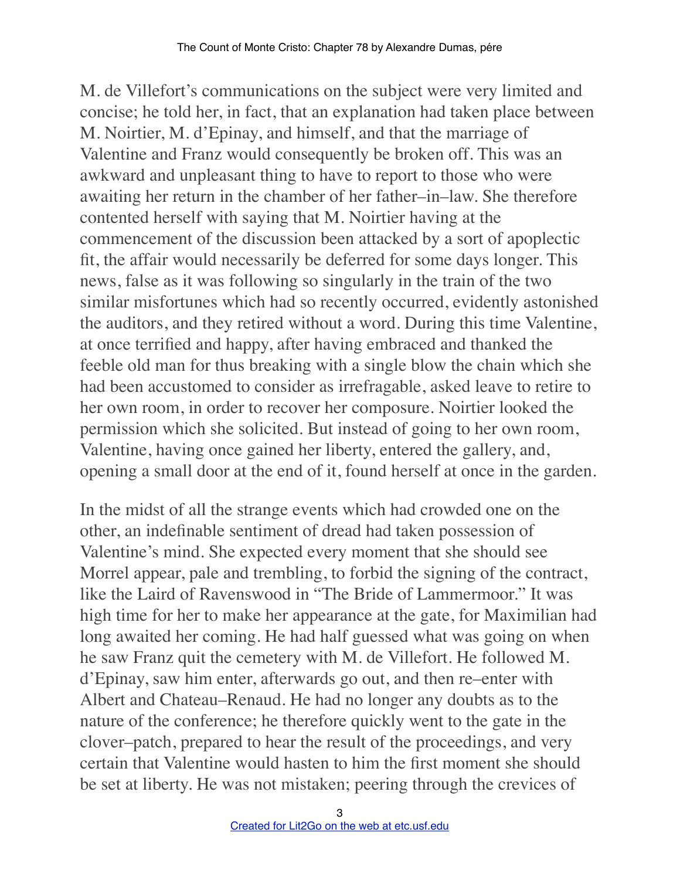M. de Villefort's communications on the subject were very limited and concise; he told her, in fact, that an explanation had taken place between M. Noirtier, M. d'Epinay, and himself, and that the marriage of Valentine and Franz would consequently be broken off. This was an awkward and unpleasant thing to have to report to those who were awaiting her return in the chamber of her father–in–law. She therefore contented herself with saying that M. Noirtier having at the commencement of the discussion been attacked by a sort of apoplectic fit, the affair would necessarily be deferred for some days longer. This news, false as it was following so singularly in the train of the two similar misfortunes which had so recently occurred, evidently astonished the auditors, and they retired without a word. During this time Valentine, at once terrified and happy, after having embraced and thanked the feeble old man for thus breaking with a single blow the chain which she had been accustomed to consider as irrefragable, asked leave to retire to her own room, in order to recover her composure. Noirtier looked the permission which she solicited. But instead of going to her own room, Valentine, having once gained her liberty, entered the gallery, and, opening a small door at the end of it, found herself at once in the garden.

In the midst of all the strange events which had crowded one on the other, an indefinable sentiment of dread had taken possession of Valentine's mind. She expected every moment that she should see Morrel appear, pale and trembling, to forbid the signing of the contract, like the Laird of Ravenswood in "The Bride of Lammermoor." It was high time for her to make her appearance at the gate, for Maximilian had long awaited her coming. He had half guessed what was going on when he saw Franz quit the cemetery with M. de Villefort. He followed M. d'Epinay, saw him enter, afterwards go out, and then re–enter with Albert and Chateau–Renaud. He had no longer any doubts as to the nature of the conference; he therefore quickly went to the gate in the clover–patch, prepared to hear the result of the proceedings, and very certain that Valentine would hasten to him the first moment she should be set at liberty. He was not mistaken; peering through the crevices of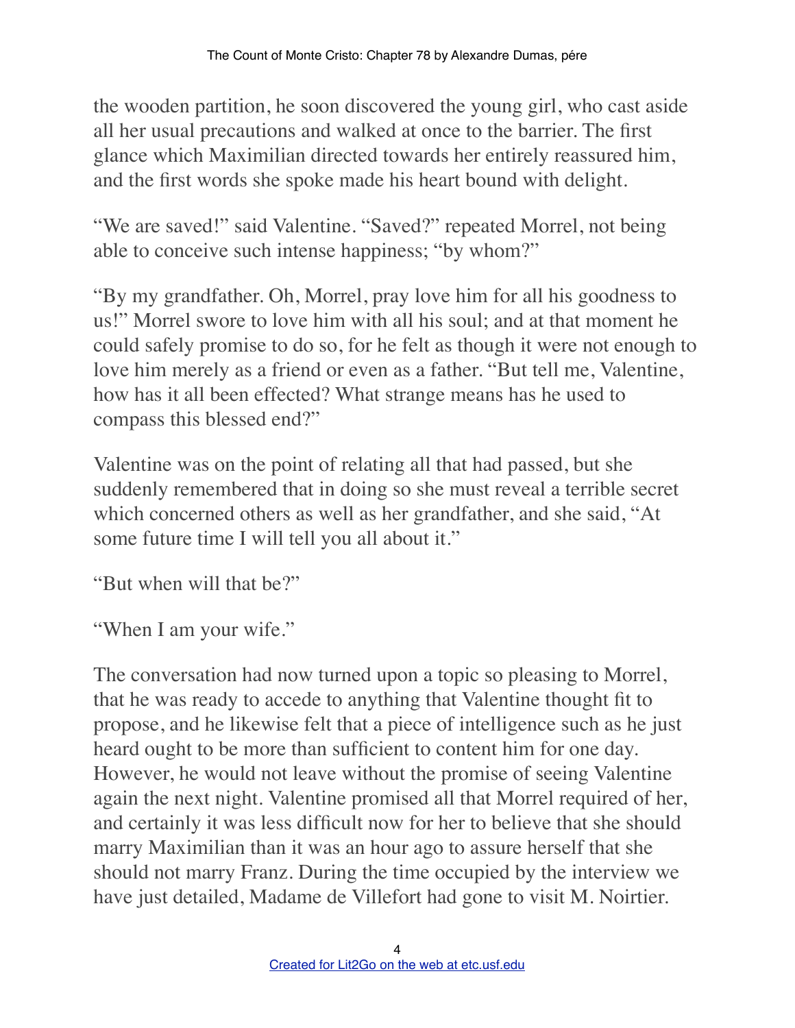the wooden partition, he soon discovered the young girl, who cast aside all her usual precautions and walked at once to the barrier. The first glance which Maximilian directed towards her entirely reassured him, and the first words she spoke made his heart bound with delight.

"We are saved!" said Valentine. "Saved?" repeated Morrel, not being able to conceive such intense happiness; "by whom?"

"By my grandfather. Oh, Morrel, pray love him for all his goodness to us!" Morrel swore to love him with all his soul; and at that moment he could safely promise to do so, for he felt as though it were not enough to love him merely as a friend or even as a father. "But tell me, Valentine, how has it all been effected? What strange means has he used to compass this blessed end?"

Valentine was on the point of relating all that had passed, but she suddenly remembered that in doing so she must reveal a terrible secret which concerned others as well as her grandfather, and she said, "At some future time I will tell you all about it."

"But when will that be?"

"When I am your wife."

The conversation had now turned upon a topic so pleasing to Morrel, that he was ready to accede to anything that Valentine thought fit to propose, and he likewise felt that a piece of intelligence such as he just heard ought to be more than sufficient to content him for one day. However, he would not leave without the promise of seeing Valentine again the next night. Valentine promised all that Morrel required of her, and certainly it was less difficult now for her to believe that she should marry Maximilian than it was an hour ago to assure herself that she should not marry Franz. During the time occupied by the interview we have just detailed, Madame de Villefort had gone to visit M. Noirtier.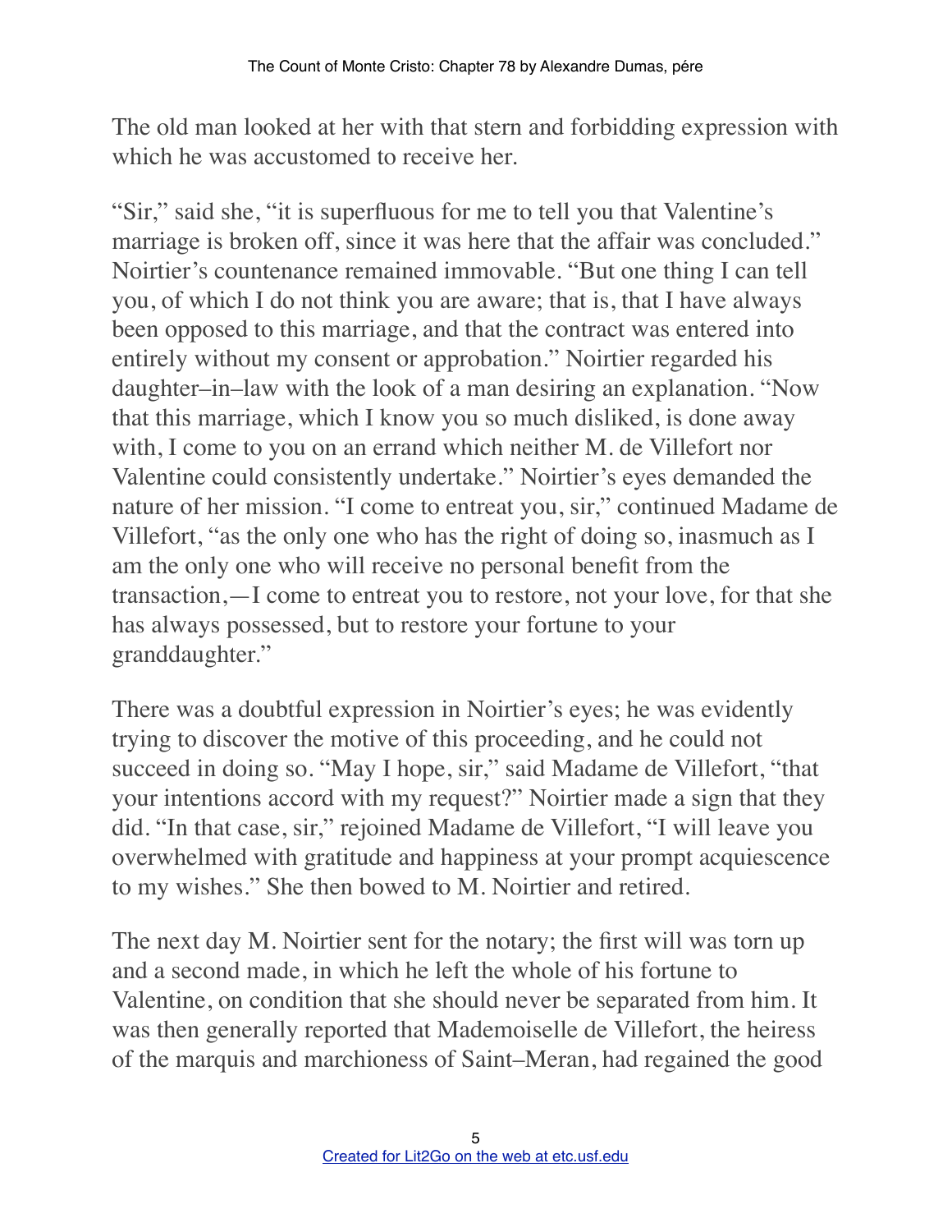The old man looked at her with that stern and forbidding expression with which he was accustomed to receive her.

"Sir," said she, "it is superfluous for me to tell you that Valentine's marriage is broken off, since it was here that the affair was concluded." Noirtier's countenance remained immovable. "But one thing I can tell you, of which I do not think you are aware; that is, that I have always been opposed to this marriage, and that the contract was entered into entirely without my consent or approbation." Noirtier regarded his daughter–in–law with the look of a man desiring an explanation. "Now that this marriage, which I know you so much disliked, is done away with, I come to you on an errand which neither M. de Villefort nor Valentine could consistently undertake." Noirtier's eyes demanded the nature of her mission. "I come to entreat you, sir," continued Madame de Villefort, "as the only one who has the right of doing so, inasmuch as I am the only one who will receive no personal benefit from the transaction,—I come to entreat you to restore, not your love, for that she has always possessed, but to restore your fortune to your granddaughter."

There was a doubtful expression in Noirtier's eyes; he was evidently trying to discover the motive of this proceeding, and he could not succeed in doing so. "May I hope, sir," said Madame de Villefort, "that your intentions accord with my request?" Noirtier made a sign that they did. "In that case, sir," rejoined Madame de Villefort, "I will leave you overwhelmed with gratitude and happiness at your prompt acquiescence to my wishes." She then bowed to M. Noirtier and retired.

The next day M. Noirtier sent for the notary; the first will was torn up and a second made, in which he left the whole of his fortune to Valentine, on condition that she should never be separated from him. It was then generally reported that Mademoiselle de Villefort, the heiress of the marquis and marchioness of Saint–Meran, had regained the good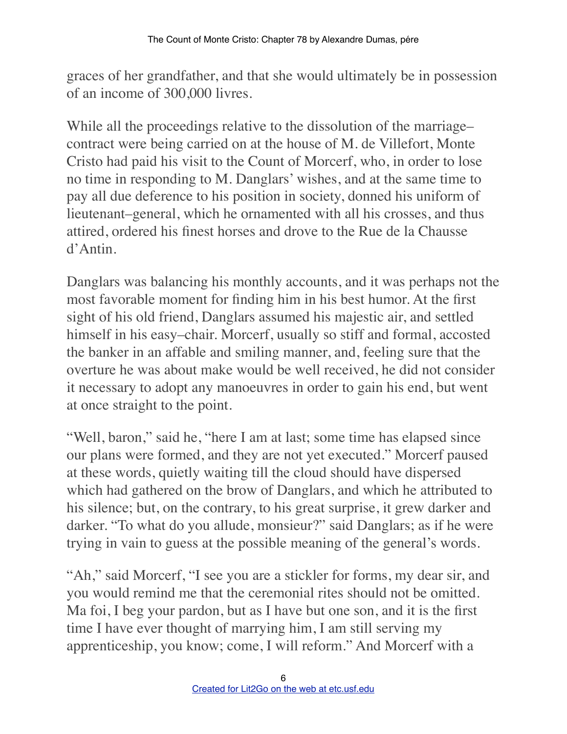graces of her grandfather, and that she would ultimately be in possession of an income of 300,000 livres.

While all the proceedings relative to the dissolution of the marriage–contract were being carried on at the house of M. de Villefort, Monte Cristo had paid his visit to the Count of Morcerf, who, in order to lose no time in responding to M. Danglars' wishes, and at the same time to pay all due deference to his position in society, donned his uniform of lieutenant–general, which he ornamented with all his crosses, and thus attired, ordered his finest horses and drove to the Rue de la Chausse d'Antin.

Danglars was balancing his monthly accounts, and it was perhaps not the most favorable moment for finding him in his best humor. At the first sight of his old friend, Danglars assumed his majestic air, and settled himself in his easy–chair. Morcerf, usually so stiff and formal, accosted the banker in an affable and smiling manner, and, feeling sure that the overture he was about make would be well received, he did not consider it necessary to adopt any manoeuvres in order to gain his end, but went at once straight to the point.

"Well, baron," said he, "here I am at last; some time has elapsed since our plans were formed, and they are not yet executed." Morcerf paused at these words, quietly waiting till the cloud should have dispersed which had gathered on the brow of Danglars, and which he attributed to his silence; but, on the contrary, to his great surprise, it grew darker and darker. "To what do you allude, monsieur?" said Danglars; as if he were trying in vain to guess at the possible meaning of the general's words.

"Ah," said Morcerf, "I see you are a stickler for forms, my dear sir, and you would remind me that the ceremonial rites should not be omitted. Ma foi, I beg your pardon, but as I have but one son, and it is the first time I have ever thought of marrying him, I am still serving my apprenticeship, you know; come, I will reform." And Morcerf with a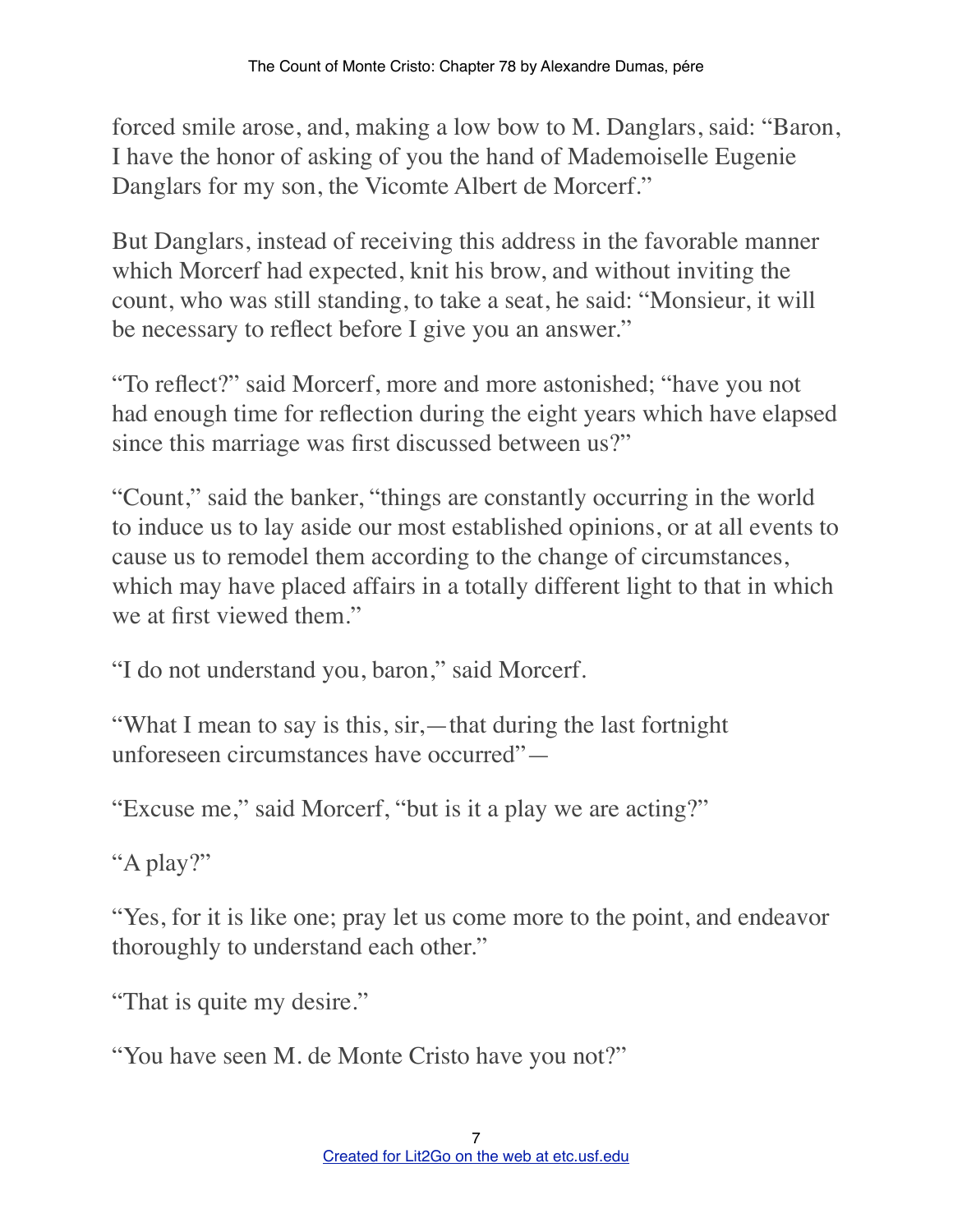forced smile arose, and, making a low bow to M. Danglars, said: "Baron, I have the honor of asking of you the hand of Mademoiselle Eugenie Danglars for my son, the Vicomte Albert de Morcerf."

But Danglars, instead of receiving this address in the favorable manner which Morcerf had expected, knit his brow, and without inviting the count, who was still standing, to take a seat, he said: "Monsieur, it will be necessary to reflect before I give you an answer."

"To reflect?" said Morcerf, more and more astonished; "have you not had enough time for reflection during the eight years which have elapsed since this marriage was first discussed between us?"

"Count," said the banker, "things are constantly occurring in the world to induce us to lay aside our most established opinions, or at all events to cause us to remodel them according to the change of circumstances, which may have placed affairs in a totally different light to that in which we at first viewed them."

"I do not understand you, baron," said Morcerf.

"What I mean to say is this, sir,—that during the last fortnight unforeseen circumstances have occurred"—

"Excuse me," said Morcerf, "but is it a play we are acting?"

"A play?"

"Yes, for it is like one; pray let us come more to the point, and endeavor thoroughly to understand each other."

"That is quite my desire."

"You have seen M. de Monte Cristo have you not?"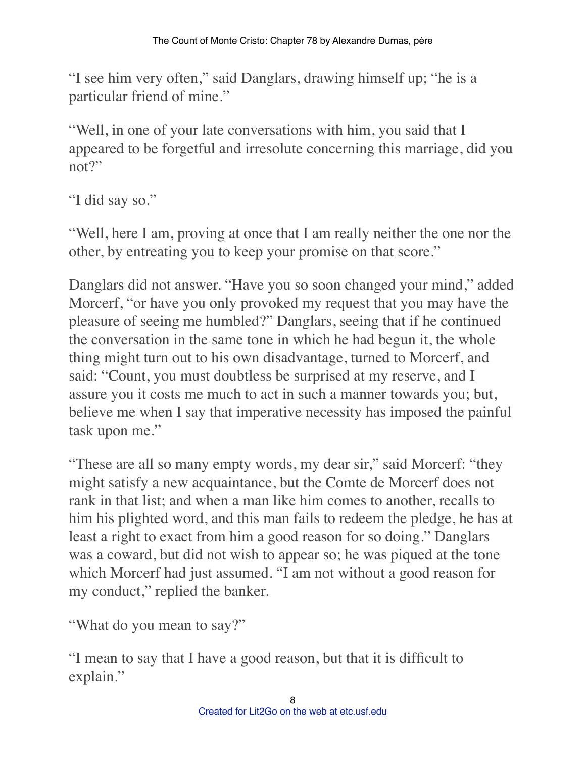"I see him very often," said Danglars, drawing himself up; "he is a particular friend of mine."

"Well, in one of your late conversations with him, you said that I appeared to be forgetful and irresolute concerning this marriage, did you not?"

"I did say so."

"Well, here I am, proving at once that I am really neither the one nor the other, by entreating you to keep your promise on that score."

Danglars did not answer. "Have you so soon changed your mind," added Morcerf, "or have you only provoked my request that you may have the pleasure of seeing me humbled?" Danglars, seeing that if he continued the conversation in the same tone in which he had begun it, the whole thing might turn out to his own disadvantage, turned to Morcerf, and said: "Count, you must doubtless be surprised at my reserve, and I assure you it costs me much to act in such a manner towards you; but, believe me when I say that imperative necessity has imposed the painful task upon me."

"These are all so many empty words, my dear sir," said Morcerf: "they might satisfy a new acquaintance, but the Comte de Morcerf does not rank in that list; and when a man like him comes to another, recalls to him his plighted word, and this man fails to redeem the pledge, he has at least a right to exact from him a good reason for so doing." Danglars was a coward, but did not wish to appear so; he was piqued at the tone which Morcerf had just assumed. "I am not without a good reason for my conduct," replied the banker.

"What do you mean to say?"

"I mean to say that I have a good reason, but that it is difficult to explain."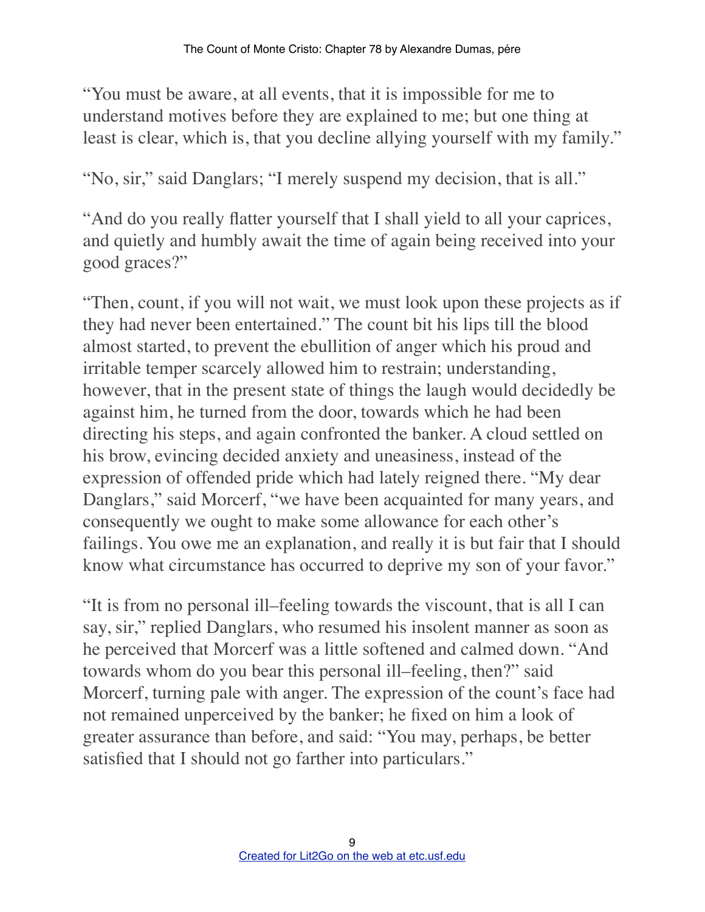"You must be aware, at all events, that it is impossible for me to understand motives before they are explained to me; but one thing at least is clear, which is, that you decline allying yourself with my family."

"No, sir," said Danglars; "I merely suspend my decision, that is all."

"And do you really flatter yourself that I shall yield to all your caprices, and quietly and humbly await the time of again being received into your good graces?"

"Then, count, if you will not wait, we must look upon these projects as if they had never been entertained." The count bit his lips till the blood almost started, to prevent the ebullition of anger which his proud and irritable temper scarcely allowed him to restrain; understanding, however, that in the present state of things the laugh would decidedly be against him, he turned from the door, towards which he had been directing his steps, and again confronted the banker. A cloud settled on his brow, evincing decided anxiety and uneasiness, instead of the expression of offended pride which had lately reigned there. "My dear Danglars," said Morcerf, "we have been acquainted for many years, and consequently we ought to make some allowance for each other's failings. You owe me an explanation, and really it is but fair that I should know what circumstance has occurred to deprive my son of your favor."

"It is from no personal ill–feeling towards the viscount, that is all I can say, sir," replied Danglars, who resumed his insolent manner as soon as he perceived that Morcerf was a little softened and calmed down. "And towards whom do you bear this personal ill–feeling, then?" said Morcerf, turning pale with anger. The expression of the count's face had not remained unperceived by the banker; he fixed on him a look of greater assurance than before, and said: "You may, perhaps, be better satisfied that I should not go farther into particulars."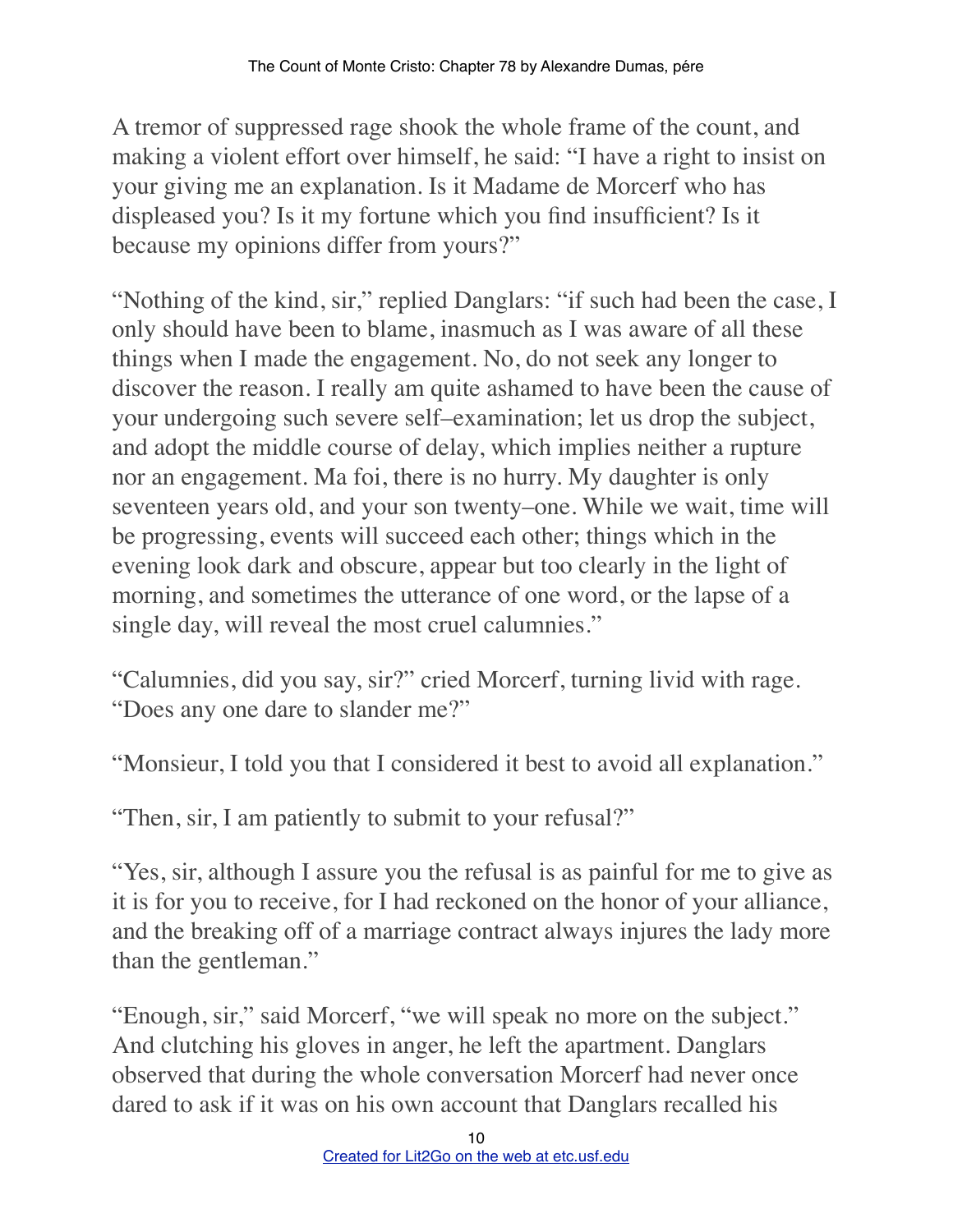A tremor of suppressed rage shook the whole frame of the count, and making a violent effort over himself, he said: "I have a right to insist on your giving me an explanation. Is it Madame de Morcerf who has displeased you? Is it my fortune which you find insufficient? Is it because my opinions differ from yours?"

"Nothing of the kind, sir," replied Danglars: "if such had been the case, I only should have been to blame, inasmuch as I was aware of all these things when I made the engagement. No, do not seek any longer to discover the reason. I really am quite ashamed to have been the cause of your undergoing such severe self–examination; let us drop the subject, and adopt the middle course of delay, which implies neither a rupture nor an engagement. Ma foi, there is no hurry. My daughter is only seventeen years old, and your son twenty–one. While we wait, time will be progressing, events will succeed each other; things which in the evening look dark and obscure, appear but too clearly in the light of morning, and sometimes the utterance of one word, or the lapse of a single day, will reveal the most cruel calumnies."

"Calumnies, did you say, sir?" cried Morcerf, turning livid with rage. "Does any one dare to slander me?"

"Monsieur, I told you that I considered it best to avoid all explanation."

"Then, sir, I am patiently to submit to your refusal?"

"Yes, sir, although I assure you the refusal is as painful for me to give as it is for you to receive, for I had reckoned on the honor of your alliance, and the breaking off of a marriage contract always injures the lady more than the gentleman."

"Enough, sir," said Morcerf, "we will speak no more on the subject." And clutching his gloves in anger, he left the apartment. Danglars observed that during the whole conversation Morcerf had never once dared to ask if it was on his own account that Danglars recalled his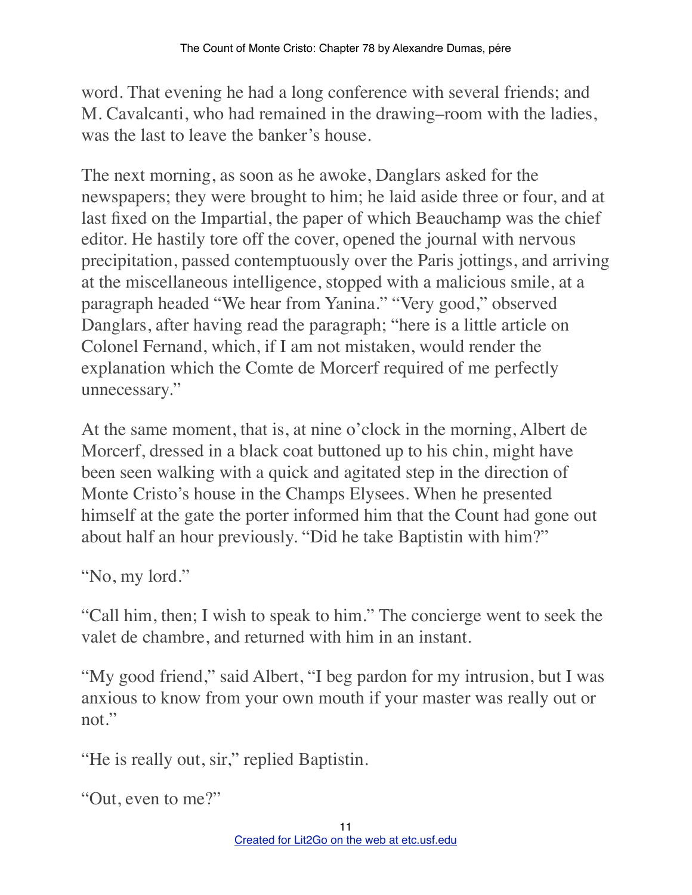word. That evening he had a long conference with several friends; and M. Cavalcanti, who had remained in the drawing–room with the ladies, was the last to leave the banker's house.

The next morning, as soon as he awoke, Danglars asked for the newspapers; they were brought to him; he laid aside three or four, and at last fixed on the Impartial, the paper of which Beauchamp was the chief editor. He hastily tore off the cover, opened the journal with nervous precipitation, passed contemptuously over the Paris jottings, and arriving at the miscellaneous intelligence, stopped with a malicious smile, at a paragraph headed "We hear from Yanina." "Very good," observed Danglars, after having read the paragraph; "here is a little article on Colonel Fernand, which, if I am not mistaken, would render the explanation which the Comte de Morcerf required of me perfectly unnecessary."

At the same moment, that is, at nine o'clock in the morning, Albert de Morcerf, dressed in a black coat buttoned up to his chin, might have been seen walking with a quick and agitated step in the direction of Monte Cristo's house in the Champs Elysees. When he presented himself at the gate the porter informed him that the Count had gone out about half an hour previously. "Did he take Baptistin with him?"

"No, my lord."

"Call him, then; I wish to speak to him." The concierge went to seek the valet de chambre, and returned with him in an instant.

"My good friend," said Albert, "I beg pardon for my intrusion, but I was anxious to know from your own mouth if your master was really out or not."

"He is really out, sir," replied Baptistin.

"Out, even to me?"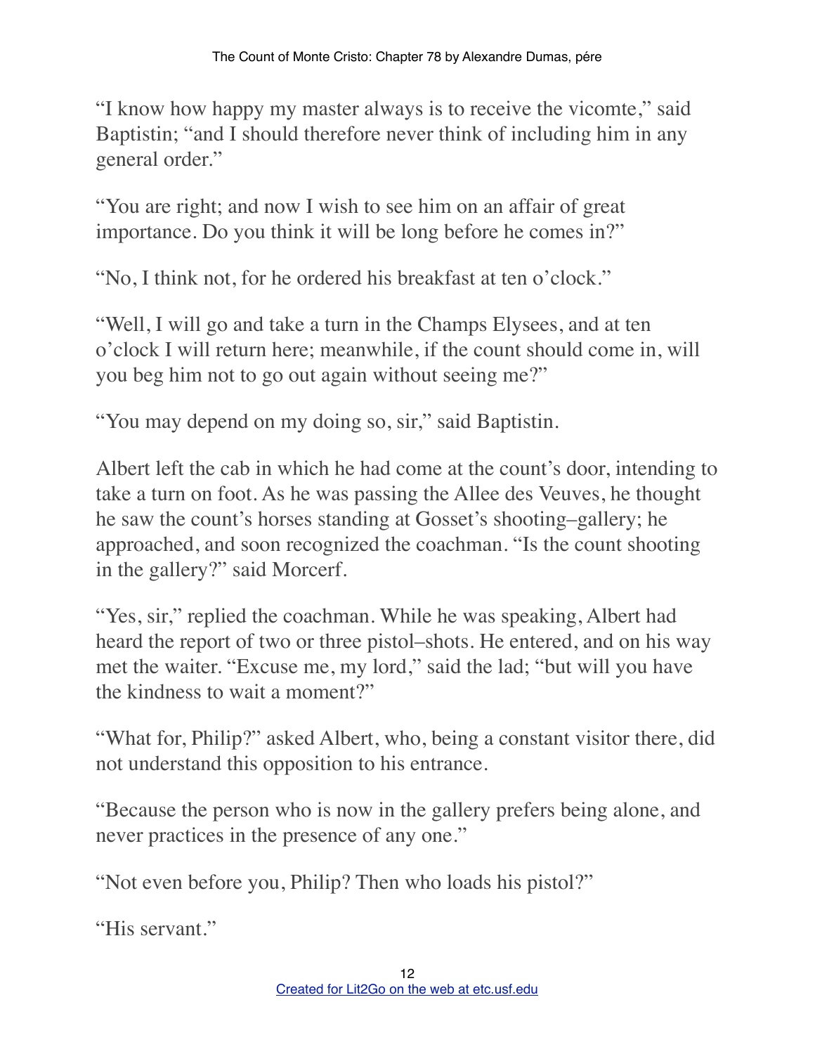"I know how happy my master always is to receive the vicomte," said Baptistin; "and I should therefore never think of including him in any general order."

"You are right; and now I wish to see him on an affair of great importance. Do you think it will be long before he comes in?"

"No, I think not, for he ordered his breakfast at ten o'clock."

"Well, I will go and take a turn in the Champs Elysees, and at ten o'clock I will return here; meanwhile, if the count should come in, will you beg him not to go out again without seeing me?"

"You may depend on my doing so, sir," said Baptistin.

Albert left the cab in which he had come at the count's door, intending to take a turn on foot. As he was passing the Allee des Veuves, he thought he saw the count's horses standing at Gosset's shooting–gallery; he approached, and soon recognized the coachman. "Is the count shooting in the gallery?" said Morcerf.

"Yes, sir," replied the coachman. While he was speaking, Albert had heard the report of two or three pistol–shots. He entered, and on his way met the waiter. "Excuse me, my lord," said the lad; "but will you have the kindness to wait a moment?"

"What for, Philip?" asked Albert, who, being a constant visitor there, did not understand this opposition to his entrance.

"Because the person who is now in the gallery prefers being alone, and never practices in the presence of any one."

"Not even before you, Philip? Then who loads his pistol?"

"His servant."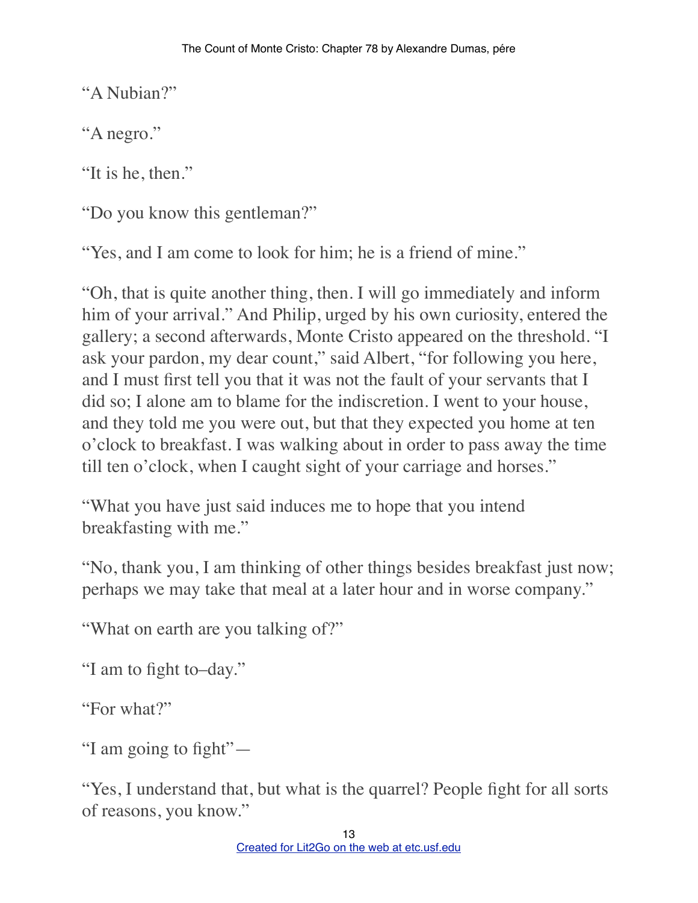"A Nubian?"

"A negro."

"It is he, then."

"Do you know this gentleman?"

"Yes, and I am come to look for him; he is a friend of mine."

"Oh, that is quite another thing, then. I will go immediately and inform him of your arrival." And Philip, urged by his own curiosity, entered the gallery; a second afterwards, Monte Cristo appeared on the threshold. "I ask your pardon, my dear count," said Albert, "for following you here, and I must first tell you that it was not the fault of your servants that I did so; I alone am to blame for the indiscretion. I went to your house, and they told me you were out, but that they expected you home at ten o'clock to breakfast. I was walking about in order to pass away the time till ten o'clock, when I caught sight of your carriage and horses."

"What you have just said induces me to hope that you intend breakfasting with me."

"No, thank you, I am thinking of other things besides breakfast just now; perhaps we may take that meal at a later hour and in worse company."

"What on earth are you talking of?"

"I am to fight to–day."

"For what?"

"I am going to fight"—

"Yes, I understand that, but what is the quarrel? People fight for all sorts of reasons, you know."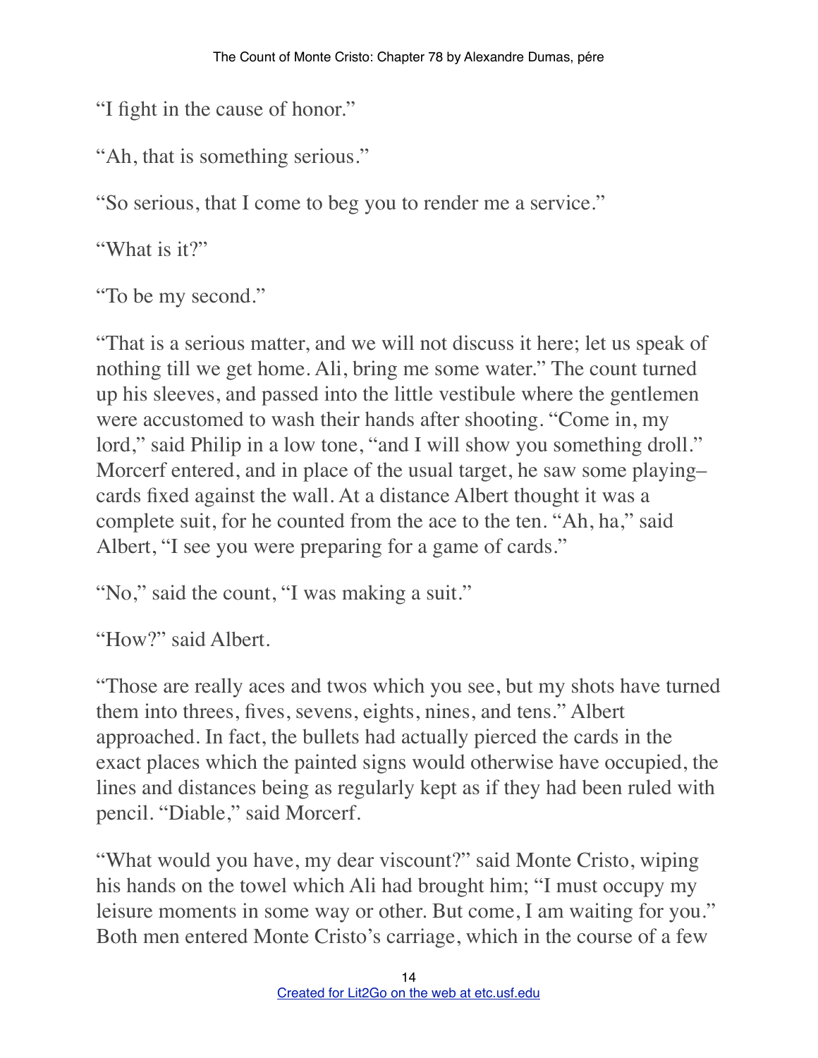"I fight in the cause of honor."

"Ah, that is something serious."

"So serious, that I come to beg you to render me a service."

"What is it?"

"To be my second."

"That is a serious matter, and we will not discuss it here; let us speak of nothing till we get home. Ali, bring me some water." The count turned up his sleeves, and passed into the little vestibule where the gentlemen were accustomed to wash their hands after shooting. "Come in, my lord," said Philip in a low tone, "and I will show you something droll." Morcerf entered, and in place of the usual target, he saw some playing–cards fixed against the wall. At a distance Albert thought it was a complete suit, for he counted from the ace to the ten. "Ah, ha," said Albert, "I see you were preparing for a game of cards."

"No," said the count, "I was making a suit."

"How?" said Albert.

"Those are really aces and twos which you see, but my shots have turned them into threes, fives, sevens, eights, nines, and tens." Albert approached. In fact, the bullets had actually pierced the cards in the exact places which the painted signs would otherwise have occupied, the lines and distances being as regularly kept as if they had been ruled with pencil. "Diable," said Morcerf.

"What would you have, my dear viscount?" said Monte Cristo, wiping his hands on the towel which Ali had brought him; "I must occupy my leisure moments in some way or other. But come, I am waiting for you." Both men entered Monte Cristo's carriage, which in the course of a few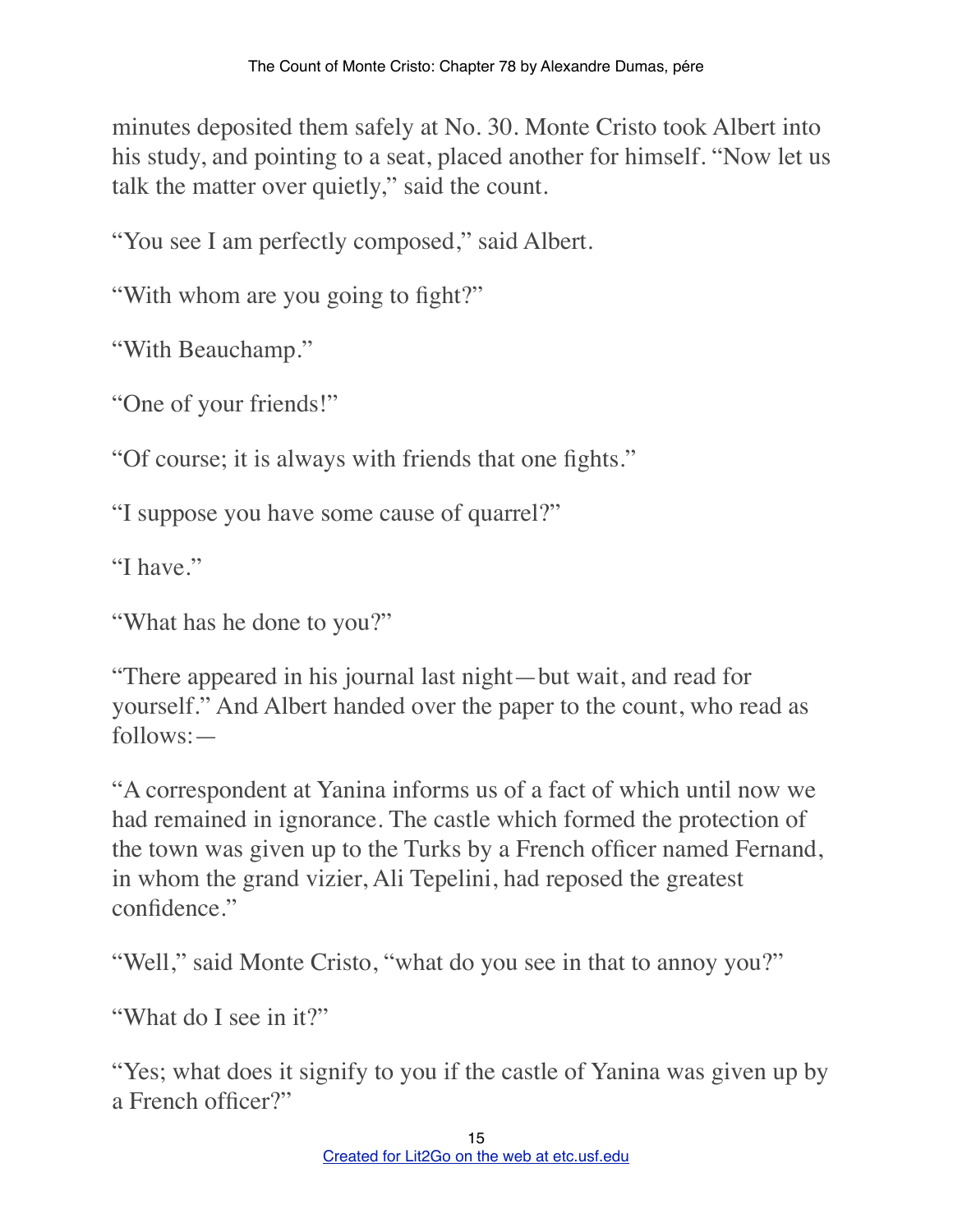minutes deposited them safely at No. 30. Monte Cristo took Albert into his study, and pointing to a seat, placed another for himself. "Now let us talk the matter over quietly," said the count.

"You see I am perfectly composed," said Albert.

"With whom are you going to fight?"

"With Beauchamp."

"One of your friends!"

"Of course; it is always with friends that one fights."

"I suppose you have some cause of quarrel?"

"I have."

"What has he done to you?"

"There appeared in his journal last night—but wait, and read for yourself." And Albert handed over the paper to the count, who read as follows:—

"A correspondent at Yanina informs us of a fact of which until now we had remained in ignorance. The castle which formed the protection of the town was given up to the Turks by a French officer named Fernand, in whom the grand vizier, Ali Tepelini, had reposed the greatest confidence."

"Well," said Monte Cristo, "what do you see in that to annoy you?"

"What do I see in it?"

"Yes; what does it signify to you if the castle of Yanina was given up by a French officer?"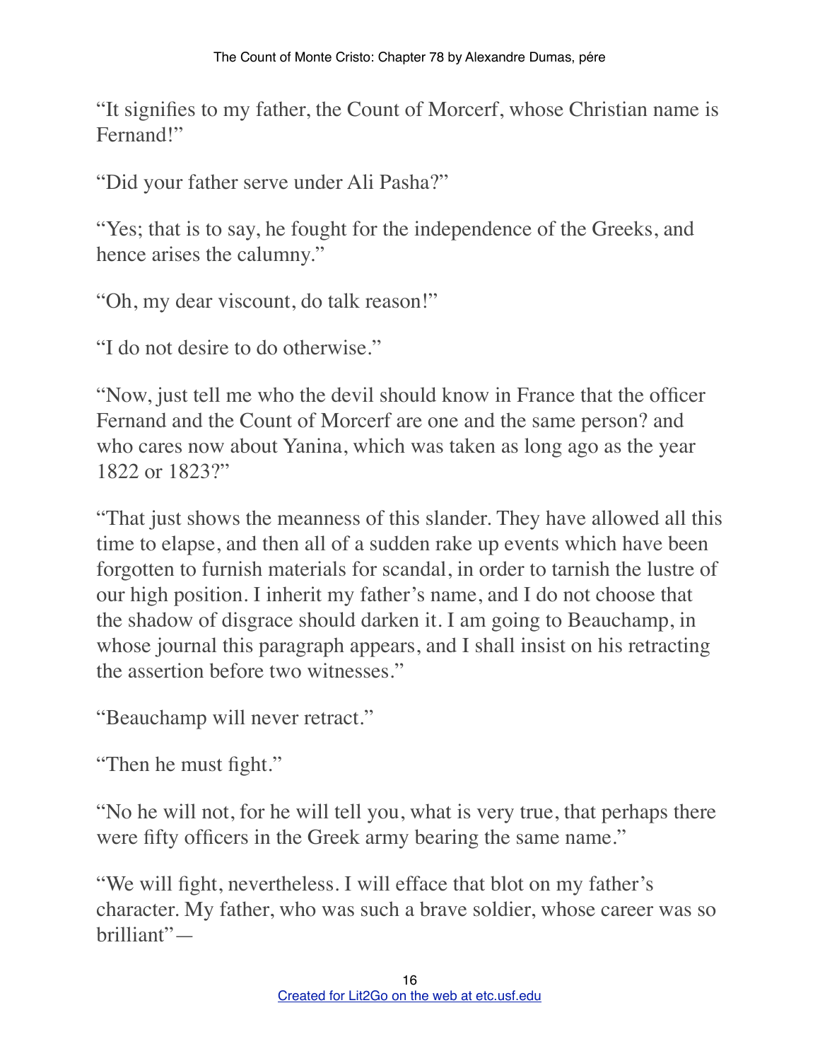"It signifies to my father, the Count of Morcerf, whose Christian name is Fernand!"

"Did your father serve under Ali Pasha?"

"Yes; that is to say, he fought for the independence of the Greeks, and hence arises the calumny."

"Oh, my dear viscount, do talk reason!"

"I do not desire to do otherwise."

"Now, just tell me who the devil should know in France that the officer Fernand and the Count of Morcerf are one and the same person? and who cares now about Yanina, which was taken as long ago as the year 1822 or 1823?"

"That just shows the meanness of this slander. They have allowed all this time to elapse, and then all of a sudden rake up events which have been forgotten to furnish materials for scandal, in order to tarnish the lustre of our high position. I inherit my father's name, and I do not choose that the shadow of disgrace should darken it. I am going to Beauchamp, in whose journal this paragraph appears, and I shall insist on his retracting the assertion before two witnesses."

"Beauchamp will never retract."

"Then he must fight."

"No he will not, for he will tell you, what is very true, that perhaps there were fifty officers in the Greek army bearing the same name."

"We will fight, nevertheless. I will efface that blot on my father's character. My father, who was such a brave soldier, whose career was so brilliant"—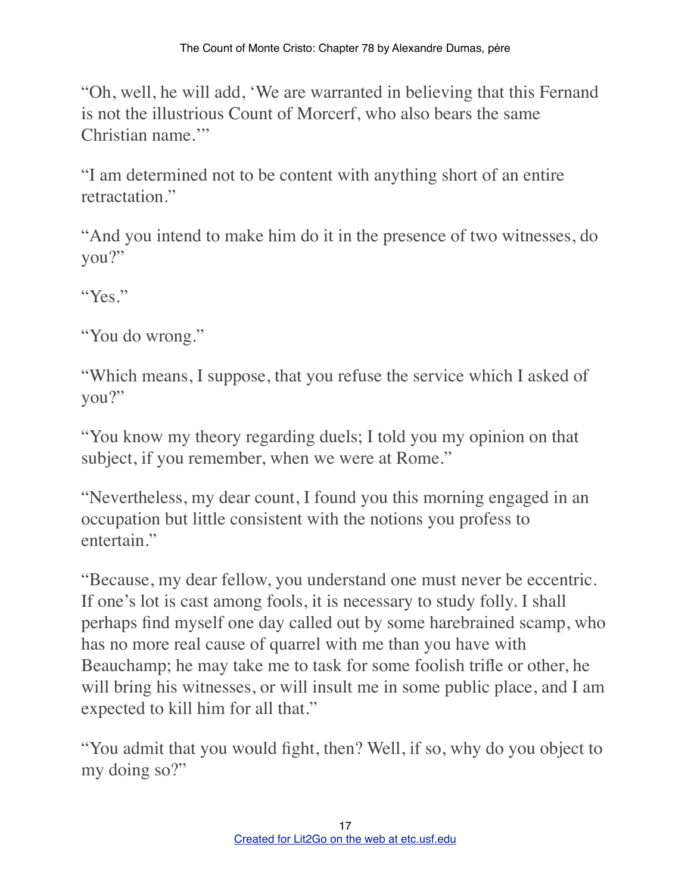"Oh, well, he will add, 'We are warranted in believing that this Fernand is not the illustrious Count of Morcerf, who also bears the same Christian name.'"

"I am determined not to be content with anything short of an entire retractation."

"And you intend to make him do it in the presence of two witnesses, do you?"

"Yes."

"You do wrong."

"Which means, I suppose, that you refuse the service which I asked of you?"

"You know my theory regarding duels; I told you my opinion on that subject, if you remember, when we were at Rome."

"Nevertheless, my dear count, I found you this morning engaged in an occupation but little consistent with the notions you profess to entertain."

"Because, my dear fellow, you understand one must never be eccentric. If one's lot is cast among fools, it is necessary to study folly. I shall perhaps find myself one day called out by some harebrained scamp, who has no more real cause of quarrel with me than you have with Beauchamp; he may take me to task for some foolish trifle or other, he will bring his witnesses, or will insult me in some public place, and I am expected to kill him for all that."

"You admit that you would fight, then? Well, if so, why do you object to my doing so?"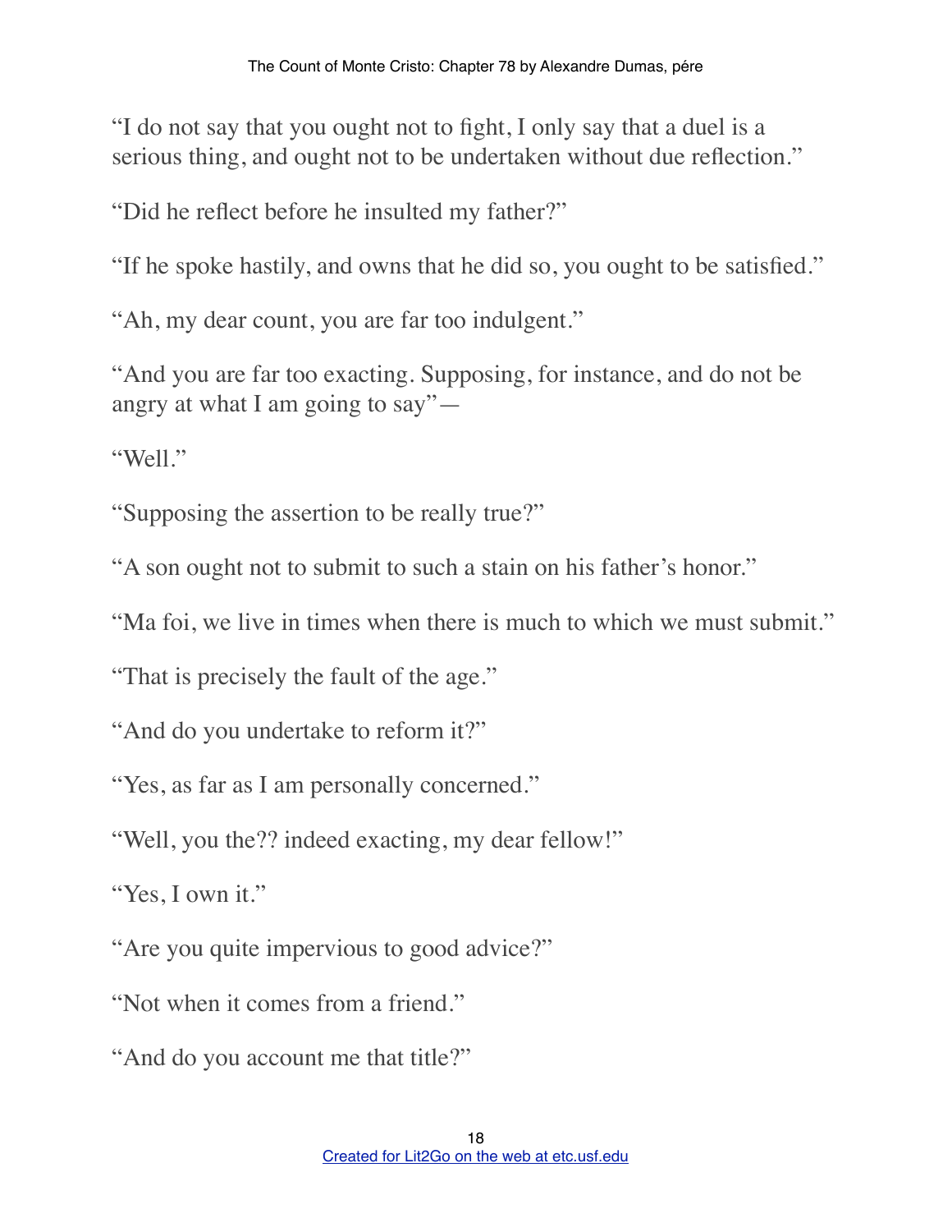"I do not say that you ought not to fight, I only say that a duel is a serious thing, and ought not to be undertaken without due reflection."

"Did he reflect before he insulted my father?"

"If he spoke hastily, and owns that he did so, you ought to be satisfied."

"Ah, my dear count, you are far too indulgent."

"And you are far too exacting. Supposing, for instance, and do not be angry at what I am going to say"—

"Well."

"Supposing the assertion to be really true?"

"A son ought not to submit to such a stain on his father's honor."

"Ma foi, we live in times when there is much to which we must submit."

"That is precisely the fault of the age."

"And do you undertake to reform it?"

"Yes, as far as I am personally concerned."

"Well, you the?? indeed exacting, my dear fellow!"

"Yes, I own it."

"Are you quite impervious to good advice?"

"Not when it comes from a friend."

"And do you account me that title?"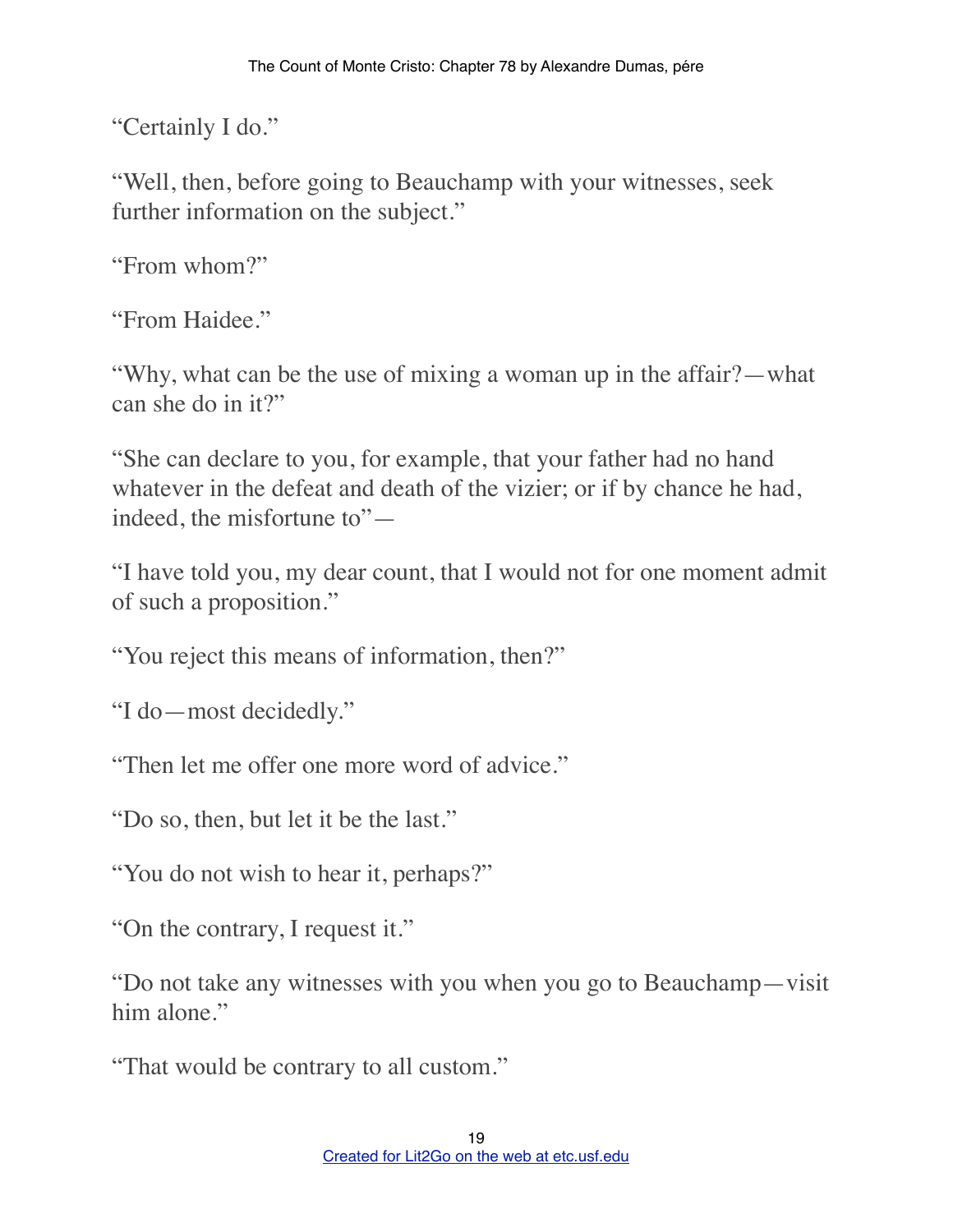“Certainly I do.”

“Well, then, before going to Beauchamp with your witnesses, seek further information on the subject.”

“From whom?”

“From Haidee.”

“Why, what can be the use of mixing a woman up in the affair?—what can she do in it?”

“She can declare to you, for example, that your father had no hand whatever in the defeat and death of the vizier; or if by chance he had, indeed, the misfortune to”—

“I have told you, my dear count, that I would not for one moment admit of such a proposition.”

“You reject this means of information, then?”

“I do—most decidedly.”

“Then let me offer one more word of advice.”

“Do so, then, but let it be the last.”

“You do not wish to hear it, perhaps?”

“On the contrary, I request it.”

“Do not take any witnesses with you when you go to Beauchamp—visit him alone.”

“That would be contrary to all custom.”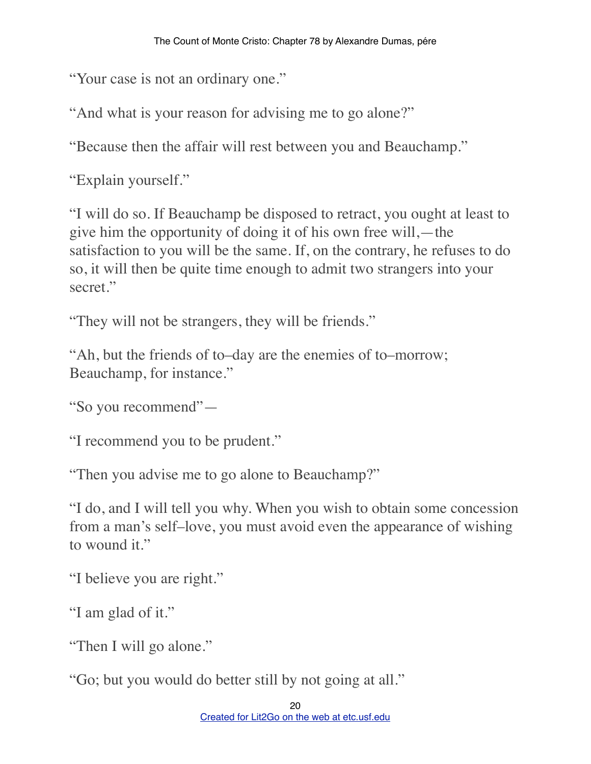"Your case is not an ordinary one."

"And what is your reason for advising me to go alone?"

"Because then the affair will rest between you and Beauchamp."

"Explain yourself."

"I will do so. If Beauchamp be disposed to retract, you ought at least to give him the opportunity of doing it of his own free will,—the satisfaction to you will be the same. If, on the contrary, he refuses to do so, it will then be quite time enough to admit two strangers into your secret."

"They will not be strangers, they will be friends."

"Ah, but the friends of to–day are the enemies of to–morrow; Beauchamp, for instance."

"So you recommend"—

"I recommend you to be prudent."

"Then you advise me to go alone to Beauchamp?"

"I do, and I will tell you why. When you wish to obtain some concession from a man's self–love, you must avoid even the appearance of wishing to wound it."

"I believe you are right."

"I am glad of it."

"Then I will go alone."

"Go; but you would do better still by not going at all."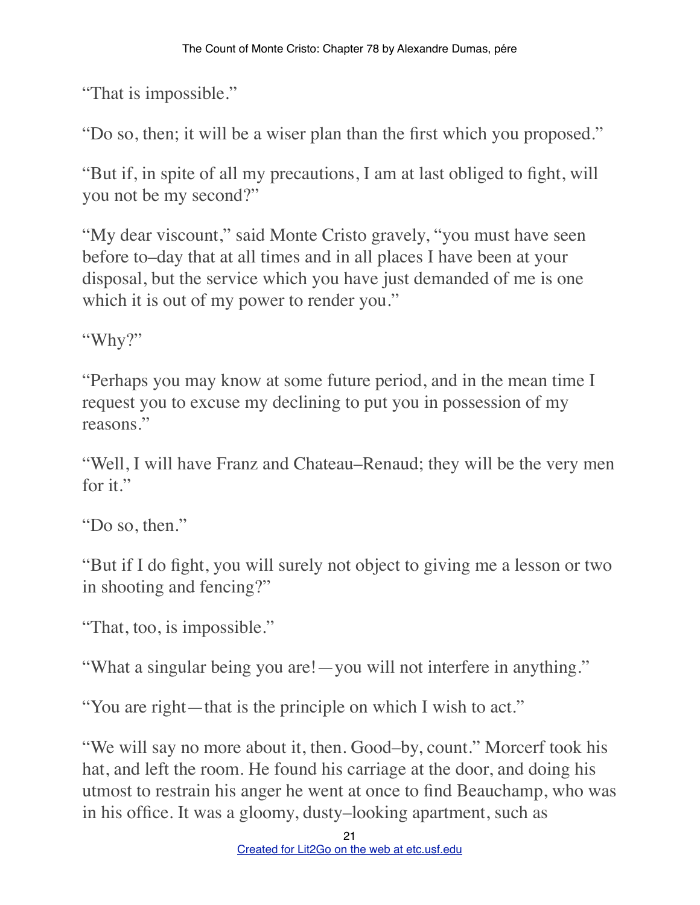"That is impossible."

"Do so, then; it will be a wiser plan than the first which you proposed."

"But if, in spite of all my precautions, I am at last obliged to fight, will you not be my second?"

"My dear viscount," said Monte Cristo gravely, "you must have seen before to–day that at all times and in all places I have been at your disposal, but the service which you have just demanded of me is one which it is out of my power to render you."

"Why?"

"Perhaps you may know at some future period, and in the mean time I request you to excuse my declining to put you in possession of my reasons."

"Well, I will have Franz and Chateau–Renaud; they will be the very men for it."

"Do so, then."

"But if I do fight, you will surely not object to giving me a lesson or two in shooting and fencing?"

"That, too, is impossible."

"What a singular being you are!—you will not interfere in anything."

"You are right—that is the principle on which I wish to act."

"We will say no more about it, then. Good–by, count." Morcerf took his hat, and left the room. He found his carriage at the door, and doing his utmost to restrain his anger he went at once to find Beauchamp, who was in his office. It was a gloomy, dusty–looking apartment, such as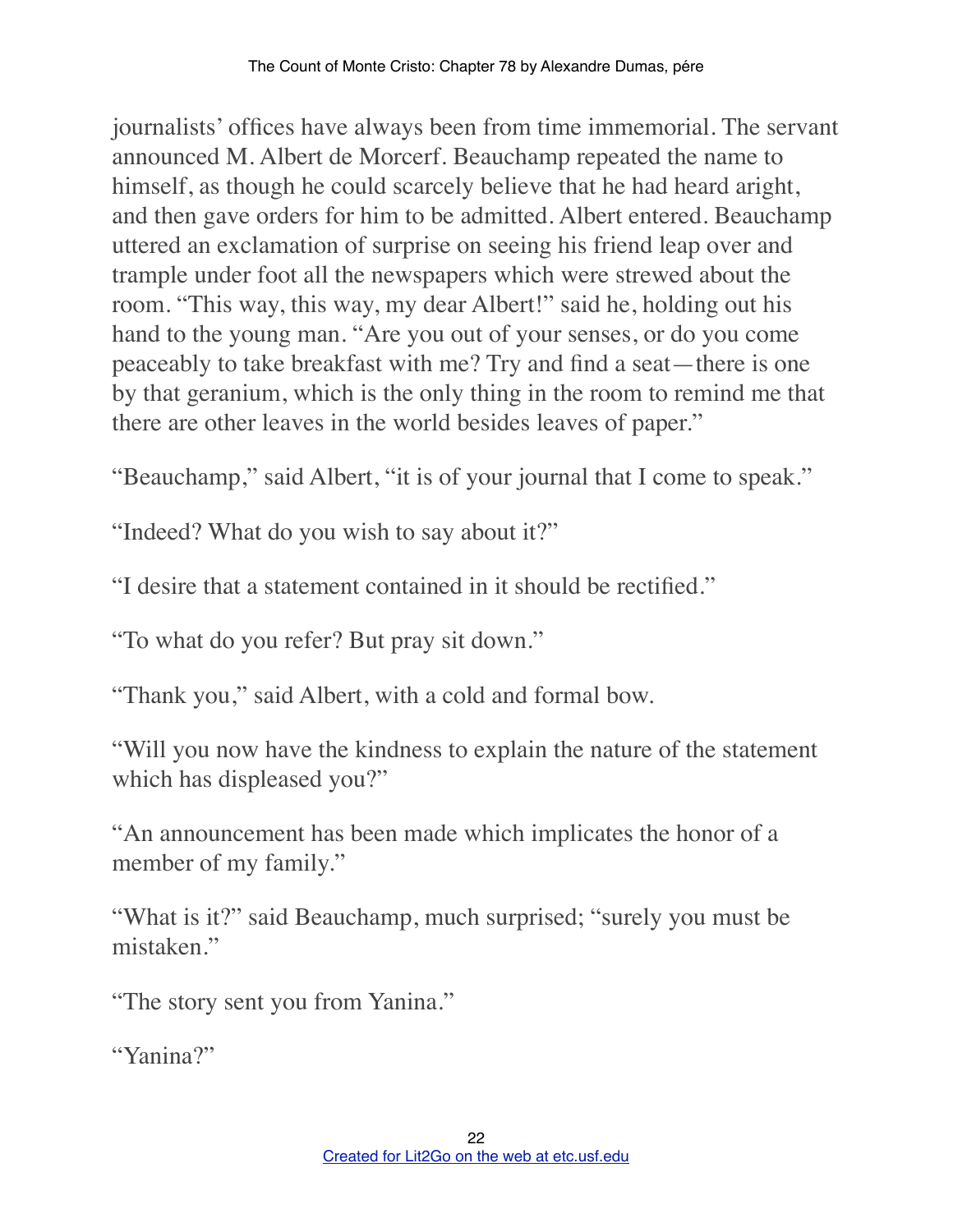journalists' offices have always been from time immemorial. The servant announced M. Albert de Morcerf. Beauchamp repeated the name to himself, as though he could scarcely believe that he had heard aright, and then gave orders for him to be admitted. Albert entered. Beauchamp uttered an exclamation of surprise on seeing his friend leap over and trample under foot all the newspapers which were strewed about the room. "This way, this way, my dear Albert!" said he, holding out his hand to the young man. "Are you out of your senses, or do you come peaceably to take breakfast with me? Try and find a seat—there is one by that geranium, which is the only thing in the room to remind me that there are other leaves in the world besides leaves of paper."

"Beauchamp," said Albert, "it is of your journal that I come to speak."

"Indeed? What do you wish to say about it?"

"I desire that a statement contained in it should be rectified."

"To what do you refer? But pray sit down."

"Thank you," said Albert, with a cold and formal bow.

"Will you now have the kindness to explain the nature of the statement which has displeased you?"

"An announcement has been made which implicates the honor of a member of my family."

"What is it?" said Beauchamp, much surprised; "surely you must be mistaken."

"The story sent you from Yanina."

"Yanina?"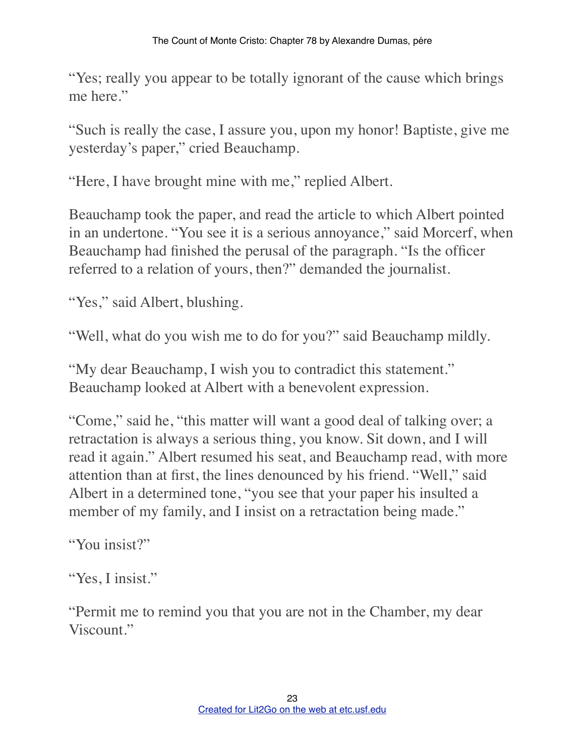"Yes; really you appear to be totally ignorant of the cause which brings me here."

"Such is really the case, I assure you, upon my honor! Baptiste, give me yesterday's paper," cried Beauchamp.

"Here, I have brought mine with me," replied Albert.

Beauchamp took the paper, and read the article to which Albert pointed in an undertone. "You see it is a serious annoyance," said Morcerf, when Beauchamp had finished the perusal of the paragraph. "Is the officer referred to a relation of yours, then?" demanded the journalist.

"Yes," said Albert, blushing.

"Well, what do you wish me to do for you?" said Beauchamp mildly.

"My dear Beauchamp, I wish you to contradict this statement." Beauchamp looked at Albert with a benevolent expression.

"Come," said he, "this matter will want a good deal of talking over; a retractation is always a serious thing, you know. Sit down, and I will read it again." Albert resumed his seat, and Beauchamp read, with more attention than at first, the lines denounced by his friend. "Well," said Albert in a determined tone, "you see that your paper his insulted a member of my family, and I insist on a retractation being made."

"You insist?"

"Yes, I insist."

"Permit me to remind you that you are not in the Chamber, my dear Viscount."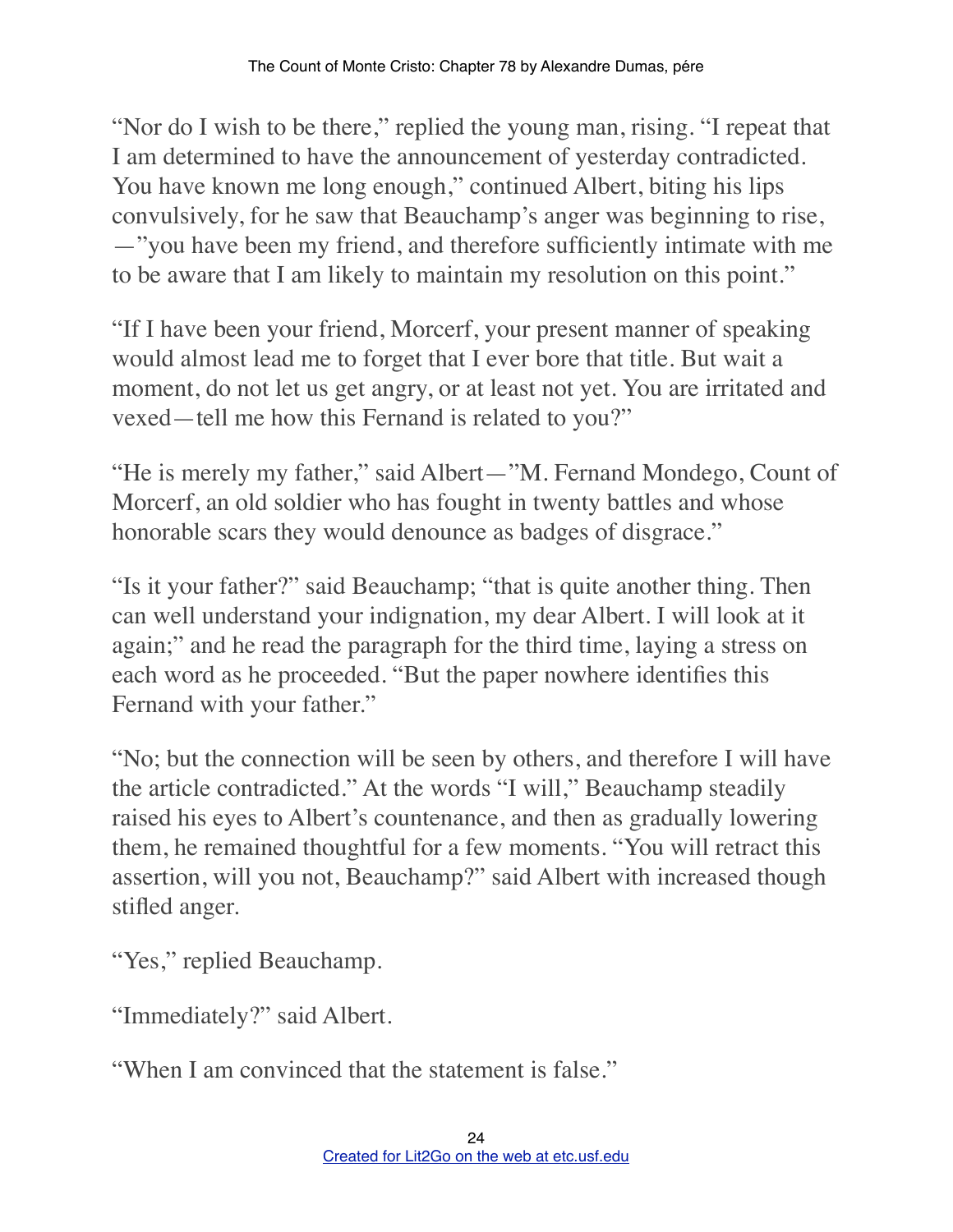"Nor do I wish to be there," replied the young man, rising. "I repeat that I am determined to have the announcement of yesterday contradicted. You have known me long enough," continued Albert, biting his lips convulsively, for he saw that Beauchamp's anger was beginning to rise, —"you have been my friend, and therefore sufficiently intimate with me to be aware that I am likely to maintain my resolution on this point."

"If I have been your friend, Morcerf, your present manner of speaking would almost lead me to forget that I ever bore that title. But wait a moment, do not let us get angry, or at least not yet. You are irritated and vexed—tell me how this Fernand is related to you?"

"He is merely my father," said Albert—"M. Fernand Mondego, Count of Morcerf, an old soldier who has fought in twenty battles and whose honorable scars they would denounce as badges of disgrace."

"Is it your father?" said Beauchamp; "that is quite another thing. Then can well understand your indignation, my dear Albert. I will look at it again;" and he read the paragraph for the third time, laying a stress on each word as he proceeded. "But the paper nowhere identifies this Fernand with your father."

"No; but the connection will be seen by others, and therefore I will have the article contradicted." At the words "I will," Beauchamp steadily raised his eyes to Albert's countenance, and then as gradually lowering them, he remained thoughtful for a few moments. "You will retract this assertion, will you not, Beauchamp?" said Albert with increased though stifled anger.

"Yes," replied Beauchamp.

"Immediately?" said Albert.

"When I am convinced that the statement is false."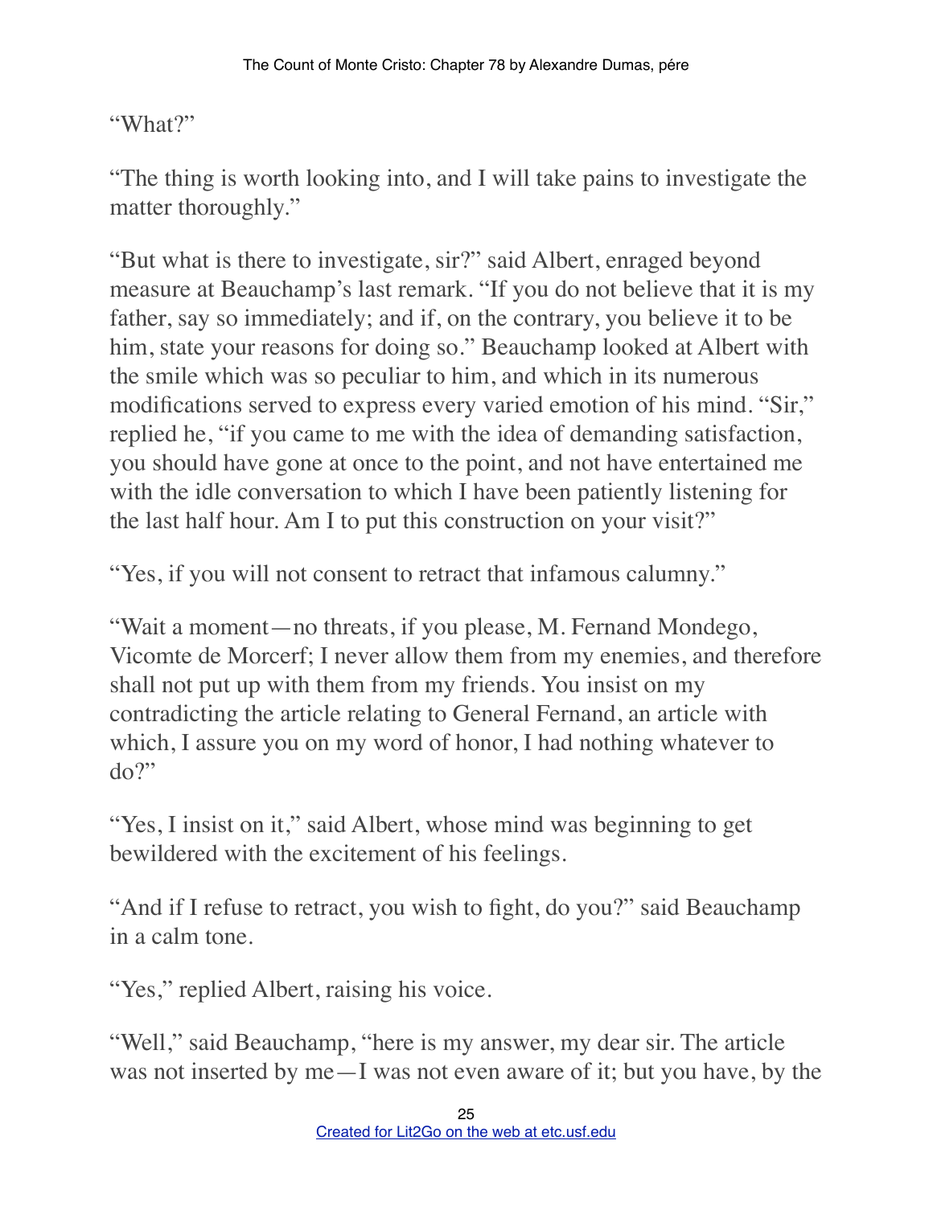"What?"

"The thing is worth looking into, and I will take pains to investigate the matter thoroughly."

"But what is there to investigate, sir?" said Albert, enraged beyond measure at Beauchamp's last remark. "If you do not believe that it is my father, say so immediately; and if, on the contrary, you believe it to be him, state your reasons for doing so." Beauchamp looked at Albert with the smile which was so peculiar to him, and which in its numerous modifications served to express every varied emotion of his mind. "Sir," replied he, "if you came to me with the idea of demanding satisfaction, you should have gone at once to the point, and not have entertained me with the idle conversation to which I have been patiently listening for the last half hour. Am I to put this construction on your visit?"

"Yes, if you will not consent to retract that infamous calumny."

"Wait a moment—no threats, if you please, M. Fernand Mondego, Vicomte de Morcerf; I never allow them from my enemies, and therefore shall not put up with them from my friends. You insist on my contradicting the article relating to General Fernand, an article with which, I assure you on my word of honor, I had nothing whatever to do?"

"Yes, I insist on it," said Albert, whose mind was beginning to get bewildered with the excitement of his feelings.

"And if I refuse to retract, you wish to fight, do you?" said Beauchamp in a calm tone.

"Yes," replied Albert, raising his voice.

"Well," said Beauchamp, "here is my answer, my dear sir. The article was not inserted by me—I was not even aware of it; but you have, by the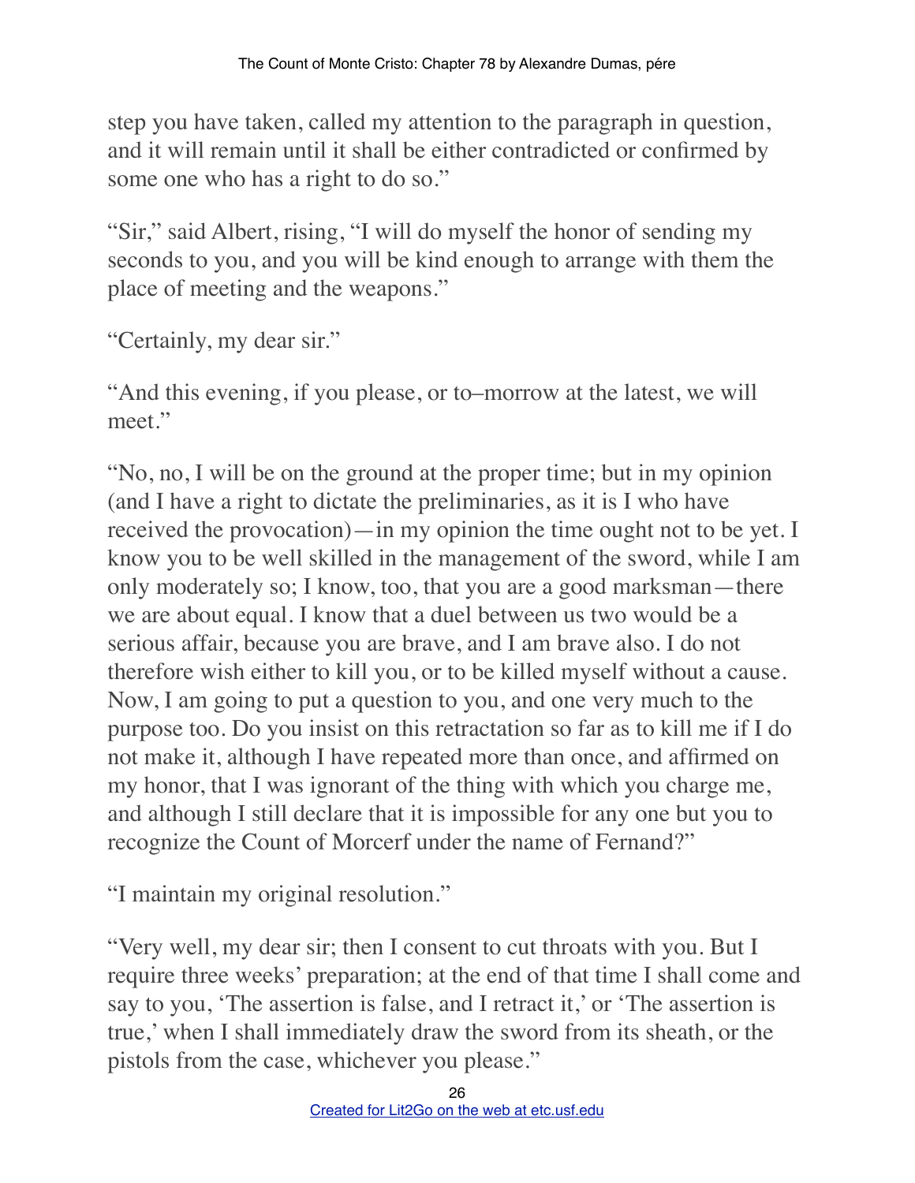step you have taken, called my attention to the paragraph in question, and it will remain until it shall be either contradicted or confirmed by some one who has a right to do so."

"Sir," said Albert, rising, "I will do myself the honor of sending my seconds to you, and you will be kind enough to arrange with them the place of meeting and the weapons."

"Certainly, my dear sir."

"And this evening, if you please, or to–morrow at the latest, we will meet."

"No, no, I will be on the ground at the proper time; but in my opinion (and I have a right to dictate the preliminaries, as it is I who have received the provocation)—in my opinion the time ought not to be yet. I know you to be well skilled in the management of the sword, while I am only moderately so; I know, too, that you are a good marksman—there we are about equal. I know that a duel between us two would be a serious affair, because you are brave, and I am brave also. I do not therefore wish either to kill you, or to be killed myself without a cause. Now, I am going to put a question to you, and one very much to the purpose too. Do you insist on this retractation so far as to kill me if I do not make it, although I have repeated more than once, and affirmed on my honor, that I was ignorant of the thing with which you charge me, and although I still declare that it is impossible for any one but you to recognize the Count of Morcerf under the name of Fernand?"

"I maintain my original resolution."

"Very well, my dear sir; then I consent to cut throats with you. But I require three weeks' preparation; at the end of that time I shall come and say to you, 'The assertion is false, and I retract it,' or 'The assertion is true,' when I shall immediately draw the sword from its sheath, or the pistols from the case, whichever you please."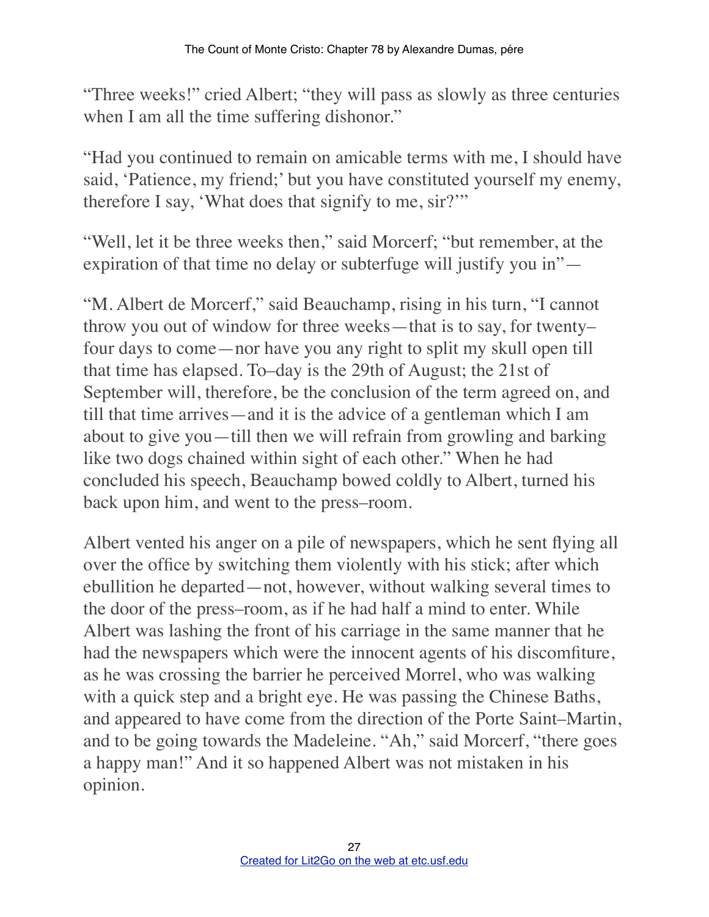"Three weeks!" cried Albert; "they will pass as slowly as three centuries when I am all the time suffering dishonor."

"Had you continued to remain on amicable terms with me, I should have said, 'Patience, my friend;' but you have constituted yourself my enemy, therefore I say, 'What does that signify to me, sir?'"

"Well, let it be three weeks then," said Morcerf; "but remember, at the expiration of that time no delay or subterfuge will justify you in"—

"M. Albert de Morcerf," said Beauchamp, rising in his turn, "I cannot throw you out of window for three weeks—that is to say, for twenty–four days to come—nor have you any right to split my skull open till that time has elapsed. To–day is the 29th of August; the 21st of September will, therefore, be the conclusion of the term agreed on, and till that time arrives—and it is the advice of a gentleman which I am about to give you—till then we will refrain from growling and barking like two dogs chained within sight of each other." When he had concluded his speech, Beauchamp bowed coldly to Albert, turned his back upon him, and went to the press–room.

Albert vented his anger on a pile of newspapers, which he sent flying all over the office by switching them violently with his stick; after which ebullition he departed—not, however, without walking several times to the door of the press–room, as if he had half a mind to enter. While Albert was lashing the front of his carriage in the same manner that he had the newspapers which were the innocent agents of his discomfiture, as he was crossing the barrier he perceived Morrel, who was walking with a quick step and a bright eye. He was passing the Chinese Baths, and appeared to have come from the direction of the Porte Saint–Martin, and to be going towards the Madeleine. "Ah," said Morcerf, "there goes a happy man!" And it so happened Albert was not mistaken in his opinion.